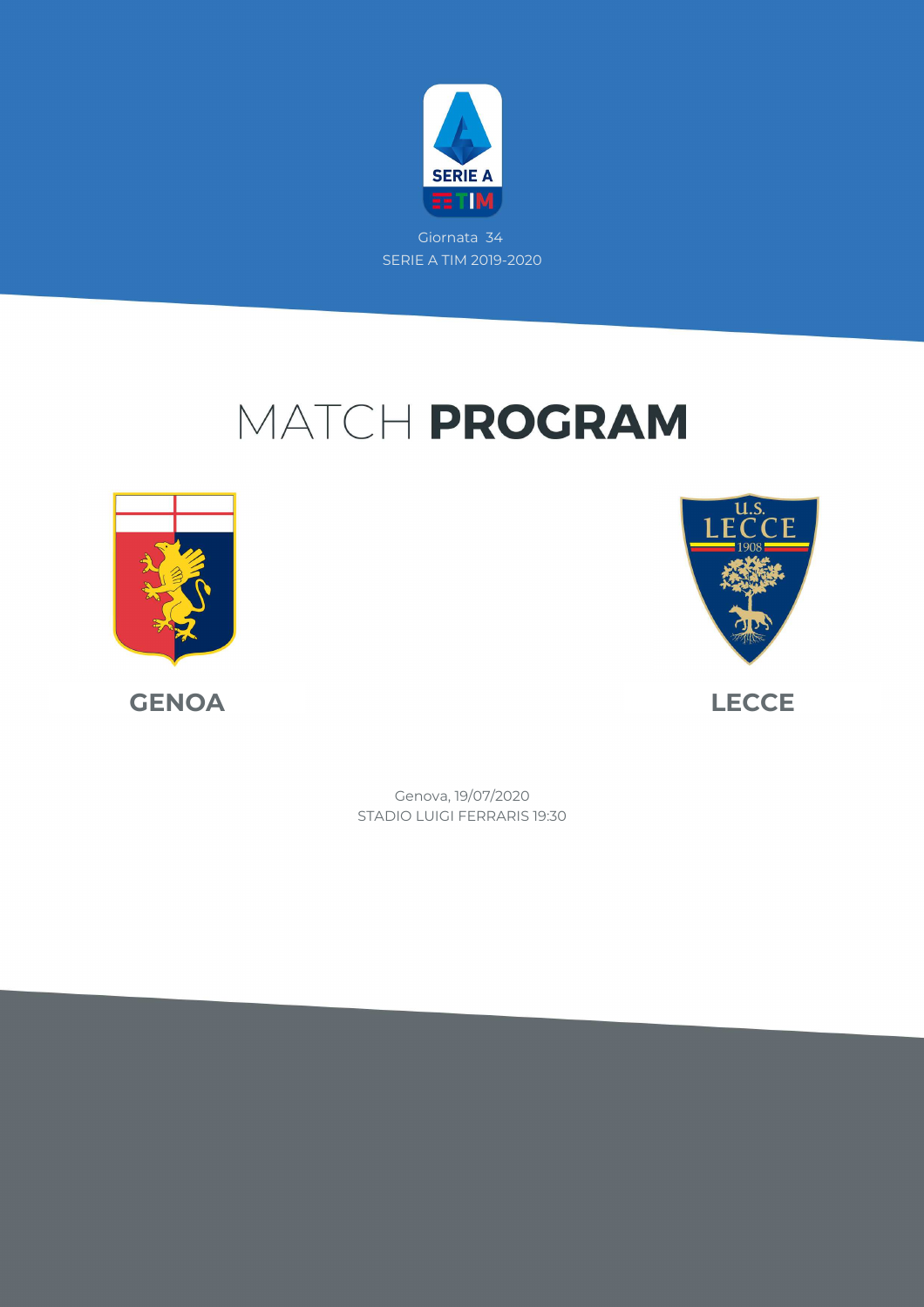Giornata 34

SERIE A TIM 2019-2020

# MATCH **PROGRAM**

**GENOA**

**LECCE**

Genova, 19/07/2020

STADIO LUIGI FERRARIS 19:30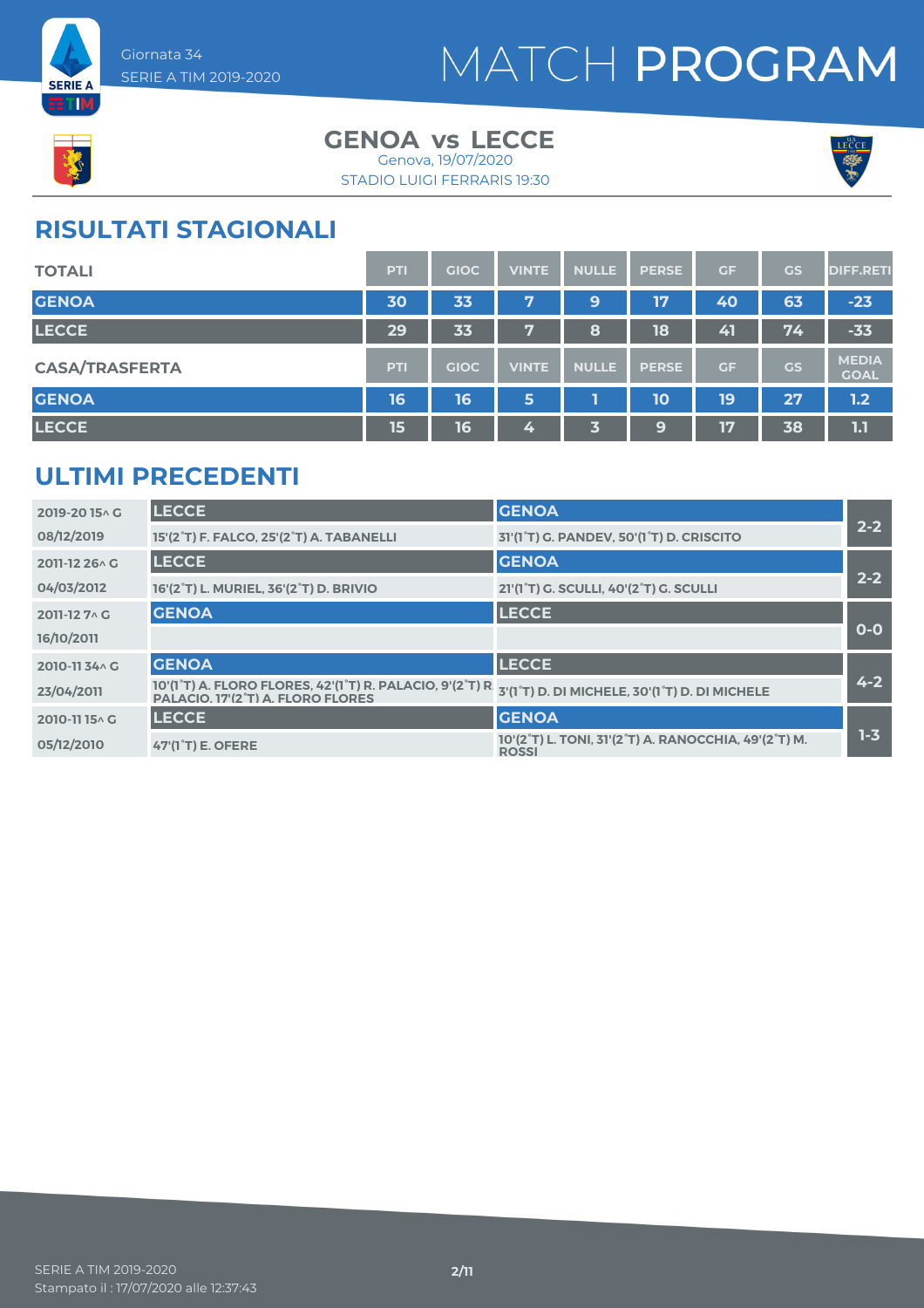# MATCH PROGRAM

Giornata 34
SERIE A TIM 2019-2020

## GENOA vs LECCE

Genova, 19/07/2020
STADIO LUIGI FERRARIS 19:30

## RISULTATI STAGIONALI

| TOTALI | PTI | GIOC | VINTE | NULLE | PERSE | GF | GS | DIFF.RETI |
|---|---|---|---|---|---|---|---|---|
| GENOA | 30 | 33 | 7 | 9 | 17 | 40 | 63 | -23 |
| LECCE | 29 | 33 | 7 | 8 | 18 | 41 | 74 | -33 |

| CASA/TRASFERTA | PTI | GIOC | VINTE | NULLE | PERSE | GF | GS | MEDIA GOAL |
|---|---|---|---|---|---|---|---|---|
| GENOA | 16 | 16 | 5 | 1 | 10 | 19 | 27 | 1.2 |
| LECCE | 15 | 16 | 4 | 3 | 9 | 17 | 38 | 1.1 |

## ULTIMI PRECEDENTI

| Giornata / Data | Casa | Trasferta | Risultato |
|---|---|---|---|
| 2019-20 15^ G<br>08/12/2019 | LECCE<br>15'(2°T) F. FALCO, 25'(2°T) A. TABANELLI | GENOA<br>31'(1°T) G. PANDEV, 50'(1°T) D. CRISCITO | 2-2 |
| 2011-12 26^ G<br>04/03/2012 | LECCE<br>16'(2°T) L. MURIEL, 36'(2°T) D. BRIVIO | GENOA<br>21'(1°T) G. SCULLI, 40'(2°T) G. SCULLI | 2-2 |
| 2011-12 7^ G<br>16/10/2011 | GENOA | LECCE | 0-0 |
| 2010-11 34^ G<br>23/04/2011 | GENOA<br>10'(1°T) A. FLORO FLORES, 42'(1°T) R. PALACIO, 9'(2°T) R. PALACIO, 17'(2°T) A. FLORO FLORES | LECCE<br>3'(1°T) D. DI MICHELE, 30'(1°T) D. DI MICHELE | 4-2 |
| 2010-11 15^ G<br>05/12/2010 | LECCE<br>47'(1°T) E. OFERE | GENOA<br>10'(2°T) L. TONI, 31'(2°T) A. RANOCCHIA, 49'(2°T) M. ROSSI | 1-3 |

SERIE A TIM 2019-2020
Stampato il : 17/07/2020 alle 12:37:43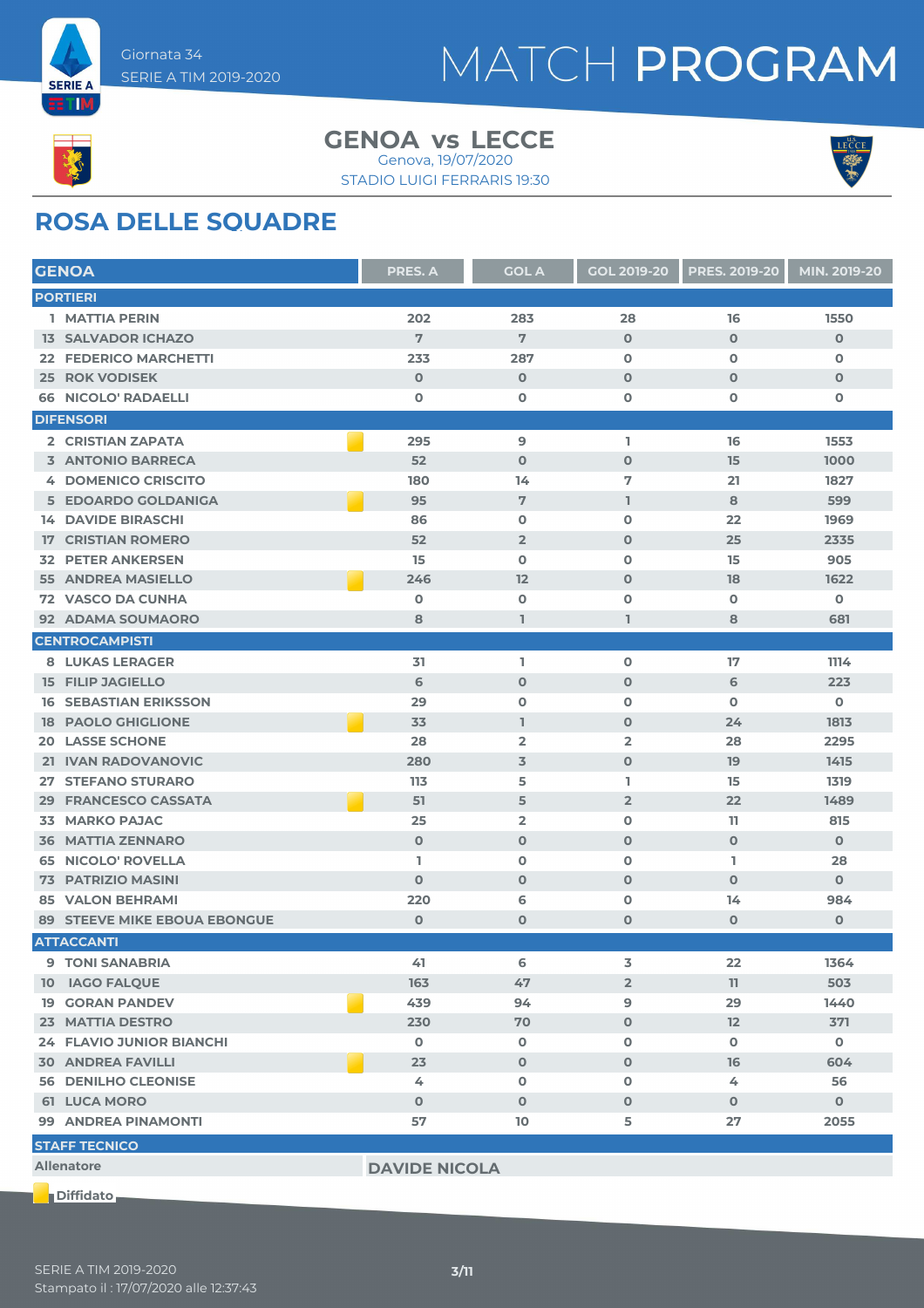Giornata 34
SERIE A TIM 2019-2020

# MATCH PROGRAM

**GENOA vs LECCE**
Genova, 19/07/2020
STADIO LUIGI FERRARIS 19:30

## ROSA DELLE SQUADRE

| GENOA | | PRES. A | GOL A | GOL 2019-20 | PRES. 2019-20 | MIN. 2019-20 |
|---|---|---|---|---|---|---|
| **PORTIERI** | | | | | | |
| 1 MATTIA PERIN | | 202 | 283 | 28 | 16 | 1550 |
| 13 SALVADOR ICHAZO | | 7 | 7 | 0 | 0 | 0 |
| 22 FEDERICO MARCHETTI | | 233 | 287 | 0 | 0 | 0 |
| 25 ROK VODISEK | | 0 | 0 | 0 | 0 | 0 |
| 66 NICOLO' RADAELLI | | 0 | 0 | 0 | 0 | 0 |
| **DIFENSORI** | | | | | | |
| 2 CRISTIAN ZAPATA | Diffidato | 295 | 9 | 1 | 16 | 1553 |
| 3 ANTONIO BARRECA | | 52 | 0 | 0 | 15 | 1000 |
| 4 DOMENICO CRISCITO | | 180 | 14 | 7 | 21 | 1827 |
| 5 EDOARDO GOLDANIGA | Diffidato | 95 | 7 | 1 | 8 | 599 |
| 14 DAVIDE BIRASCHI | | 86 | 0 | 0 | 22 | 1969 |
| 17 CRISTIAN ROMERO | | 52 | 2 | 0 | 25 | 2335 |
| 32 PETER ANKERSEN | | 15 | 0 | 0 | 15 | 905 |
| 55 ANDREA MASIELLO | Diffidato | 246 | 12 | 0 | 18 | 1622 |
| 72 VASCO DA CUNHA | | 0 | 0 | 0 | 0 | 0 |
| 92 ADAMA SOUMAORO | | 8 | 1 | 1 | 8 | 681 |
| **CENTROCAMPISTI** | | | | | | |
| 8 LUKAS LERAGER | | 31 | 1 | 0 | 17 | 1114 |
| 15 FILIP JAGIELLO | | 6 | 0 | 0 | 6 | 223 |
| 16 SEBASTIAN ERIKSSON | | 29 | 0 | 0 | 0 | 0 |
| 18 PAOLO GHIGLIONE | Diffidato | 33 | 1 | 0 | 24 | 1813 |
| 20 LASSE SCHONE | | 28 | 2 | 2 | 28 | 2295 |
| 21 IVAN RADOVANOVIC | | 280 | 3 | 0 | 19 | 1415 |
| 27 STEFANO STURARO | | 113 | 5 | 1 | 15 | 1319 |
| 29 FRANCESCO CASSATA | Diffidato | 51 | 5 | 2 | 22 | 1489 |
| 33 MARKO PAJAC | | 25 | 2 | 0 | 11 | 815 |
| 36 MATTIA ZENNARO | | 0 | 0 | 0 | 0 | 0 |
| 65 NICOLO' ROVELLA | | 1 | 0 | 0 | 1 | 28 |
| 73 PATRIZIO MASINI | | 0 | 0 | 0 | 0 | 0 |
| 85 VALON BEHRAMI | | 220 | 6 | 0 | 14 | 984 |
| 89 STEEVE MIKE EBOUA EBONGUE | | 0 | 0 | 0 | 0 | 0 |
| **ATTACCANTI** | | | | | | |
| 9 TONI SANABRIA | | 41 | 6 | 3 | 22 | 1364 |
| 10 IAGO FALQUE | | 163 | 47 | 2 | 11 | 503 |
| 19 GORAN PANDEV | Diffidato | 439 | 94 | 9 | 29 | 1440 |
| 23 MATTIA DESTRO | | 230 | 70 | 0 | 12 | 371 |
| 24 FLAVIO JUNIOR BIANCHI | | 0 | 0 | 0 | 0 | 0 |
| 30 ANDREA FAVILLI | Diffidato | 23 | 0 | 0 | 16 | 604 |
| 56 DENILHO CLEONISE | | 4 | 0 | 0 | 4 | 56 |
| 61 LUCA MORO | | 0 | 0 | 0 | 0 | 0 |
| 99 ANDREA PINAMONTI | | 57 | 10 | 5 | 27 | 2055 |

**STAFF TECNICO**

| Allenatore | DAVIDE NICOLA |
|---|---|

Diffidato

SERIE A TIM 2019-2020
Stampato il : 17/07/2020 alle 12:37:43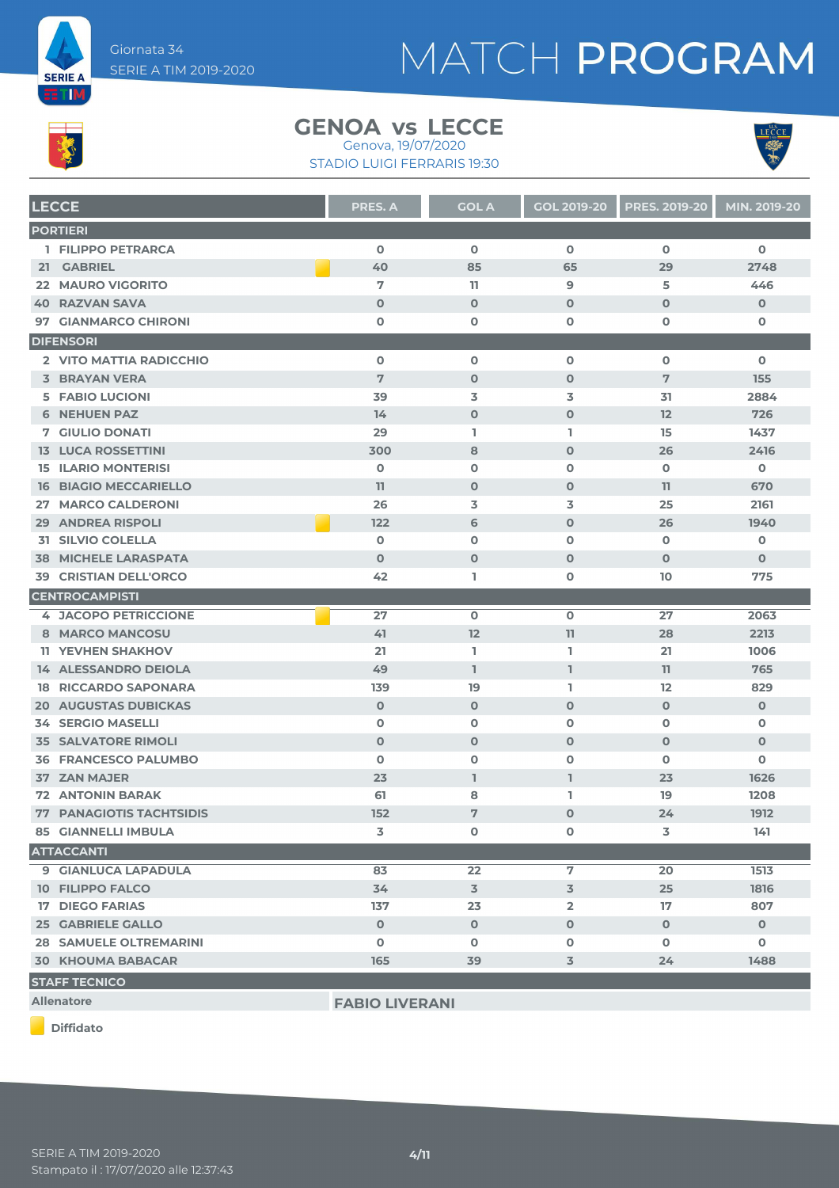Giornata 34

SERIE A TIM 2019-2020

# MATCH PROGRAM

## GENOA vs LECCE

Genova, 19/07/2020

STADIO LUIGI FERRARIS 19:30

| LECCE | PRES. A | GOL A | GOL 2019-20 | PRES. 2019-20 | MIN. 2019-20 |
|---|---|---|---|---|---|
| **PORTIERI** | | | | | |
| 1 FILIPPO PETRARCA | 0 | 0 | 0 | 0 | 0 |
| 21 GABRIEL (Diffidato) | 40 | 85 | 65 | 29 | 2748 |
| 22 MAURO VIGORITO | 7 | 11 | 9 | 5 | 446 |
| 40 RAZVAN SAVA | 0 | 0 | 0 | 0 | 0 |
| 97 GIANMARCO CHIRONI | 0 | 0 | 0 | 0 | 0 |
| **DIFENSORI** | | | | | |
| 2 VITO MATTIA RADICCHIO | 0 | 0 | 0 | 0 | 0 |
| 3 BRAYAN VERA | 7 | 0 | 0 | 7 | 155 |
| 5 FABIO LUCIONI | 39 | 3 | 3 | 31 | 2884 |
| 6 NEHUEN PAZ | 14 | 0 | 0 | 12 | 726 |
| 7 GIULIO DONATI | 29 | 1 | 1 | 15 | 1437 |
| 13 LUCA ROSSETTINI | 300 | 8 | 0 | 26 | 2416 |
| 15 ILARIO MONTERISI | 0 | 0 | 0 | 0 | 0 |
| 16 BIAGIO MECCARIELLO | 11 | 0 | 0 | 11 | 670 |
| 27 MARCO CALDERONI | 26 | 3 | 3 | 25 | 2161 |
| 29 ANDREA RISPOLI (Diffidato) | 122 | 6 | 0 | 26 | 1940 |
| 31 SILVIO COLELLA | 0 | 0 | 0 | 0 | 0 |
| 38 MICHELE LARASPATA | 0 | 0 | 0 | 0 | 0 |
| 39 CRISTIAN DELL'ORCO | 42 | 1 | 0 | 10 | 775 |
| **CENTROCAMPISTI** | | | | | |
| 4 JACOPO PETRICCIONE (Diffidato) | 27 | 0 | 0 | 27 | 2063 |
| 8 MARCO MANCOSU | 41 | 12 | 11 | 28 | 2213 |
| 11 YEVHEN SHAKHOV | 21 | 1 | 1 | 21 | 1006 |
| 14 ALESSANDRO DEIOLA | 49 | 1 | 1 | 11 | 765 |
| 18 RICCARDO SAPONARA | 139 | 19 | 1 | 12 | 829 |
| 20 AUGUSTAS DUBICKAS | 0 | 0 | 0 | 0 | 0 |
| 34 SERGIO MASELLI | 0 | 0 | 0 | 0 | 0 |
| 35 SALVATORE RIMOLI | 0 | 0 | 0 | 0 | 0 |
| 36 FRANCESCO PALUMBO | 0 | 0 | 0 | 0 | 0 |
| 37 ZAN MAJER | 23 | 1 | 1 | 23 | 1626 |
| 72 ANTONIN BARAK | 61 | 8 | 1 | 19 | 1208 |
| 77 PANAGIOTIS TACHTSIDIS | 152 | 7 | 0 | 24 | 1912 |
| 85 GIANNELLI IMBULA | 3 | 0 | 0 | 3 | 141 |
| **ATTACCANTI** | | | | | |
| 9 GIANLUCA LAPADULA | 83 | 22 | 7 | 20 | 1513 |
| 10 FILIPPO FALCO | 34 | 3 | 3 | 25 | 1816 |
| 17 DIEGO FARIAS | 137 | 23 | 2 | 17 | 807 |
| 25 GABRIELE GALLO | 0 | 0 | 0 | 0 | 0 |
| 28 SAMUELE OLTREMARINI | 0 | 0 | 0 | 0 | 0 |
| 30 KHOUMA BABACAR | 165 | 39 | 3 | 24 | 1488 |

**STAFF TECNICO**

| Allenatore | FABIO LIVERANI |
|---|---|

Diffidato

SERIE A TIM 2019-2020

Stampato il : 17/07/2020 alle 12:37:43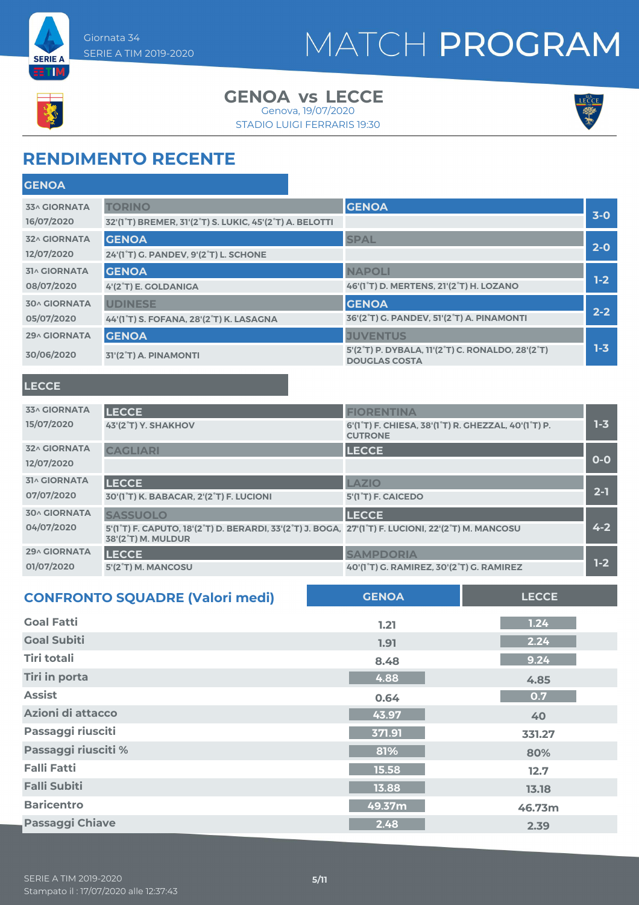Giornata 34
SERIE A TIM 2019-2020

# MATCH PROGRAM

## GENOA vs LECCE

Genova, 19/07/2020
STADIO LUIGI FERRARIS 19:30

## RENDIMENTO RECENTE

### GENOA

| Giornata | Casa | Ospite | Risultato |
|---|---|---|---|
| 33^ GIORNATA 16/07/2020 | TORINO<br>32'(1°T) BREMER, 31'(2°T) S. LUKIC, 45'(2°T) A. BELOTTI | GENOA | 3-0 |
| 32^ GIORNATA 12/07/2020 | GENOA<br>24'(1°T) G. PANDEV, 9'(2°T) L. SCHONE | SPAL | 2-0 |
| 31^ GIORNATA 08/07/2020 | GENOA<br>4'(2°T) E. GOLDANIGA | NAPOLI<br>46'(1°T) D. MERTENS, 21'(2°T) H. LOZANO | 1-2 |
| 30^ GIORNATA 05/07/2020 | UDINESE<br>44'(1°T) S. FOFANA, 28'(2°T) K. LASAGNA | GENOA<br>36'(2°T) G. PANDEV, 51'(2°T) A. PINAMONTI | 2-2 |
| 29^ GIORNATA 30/06/2020 | GENOA<br>31'(2°T) A. PINAMONTI | JUVENTUS<br>5'(2°T) P. DYBALA, 11'(2°T) C. RONALDO, 28'(2°T) DOUGLAS COSTA | 1-3 |

### LECCE

| Giornata | Casa | Ospite | Risultato |
|---|---|---|---|
| 33^ GIORNATA 15/07/2020 | LECCE<br>43'(2°T) Y. SHAKHOV | FIORENTINA<br>6'(1°T) F. CHIESA, 38'(1°T) R. GHEZZAL, 40'(1°T) P. CUTRONE | 1-3 |
| 32^ GIORNATA 12/07/2020 | CAGLIARI | LECCE | 0-0 |
| 31^ GIORNATA 07/07/2020 | LECCE<br>30'(1°T) K. BABACAR, 2'(2°T) F. LUCIONI | LAZIO<br>5'(1°T) F. CAICEDO | 2-1 |
| 30^ GIORNATA 04/07/2020 | SASSUOLO<br>5'(1°T) F. CAPUTO, 18'(2°T) D. BERARDI, 33'(2°T) J. BOGA, 38'(2°T) M. MULDUR | LECCE<br>27'(1°T) F. LUCIONI, 22'(2°T) M. MANCOSU | 4-2 |
| 29^ GIORNATA 01/07/2020 | LECCE<br>5'(2°T) M. MANCOSU | SAMPDORIA<br>40'(1°T) G. RAMIREZ, 30'(2°T) G. RAMIREZ | 1-2 |

## CONFRONTO SQUADRE (Valori medi)

| | GENOA | LECCE |
|---|---|---|
| Goal Fatti | 1.21 | 1.24 |
| Goal Subiti | 1.91 | 2.24 |
| Tiri totali | 8.48 | 9.24 |
| Tiri in porta | 4.88 | 4.85 |
| Assist | 0.64 | 0.7 |
| Azioni di attacco | 43.97 | 40 |
| Passaggi riusciti | 371.91 | 331.27 |
| Passaggi riusciti % | 81% | 80% |
| Falli Fatti | 15.58 | 12.7 |
| Falli Subiti | 13.88 | 13.18 |
| Baricentro | 49.37m | 46.73m |
| Passaggi Chiave | 2.48 | 2.39 |

SERIE A TIM 2019-2020
Stampato il : 17/07/2020 alle 12:37:43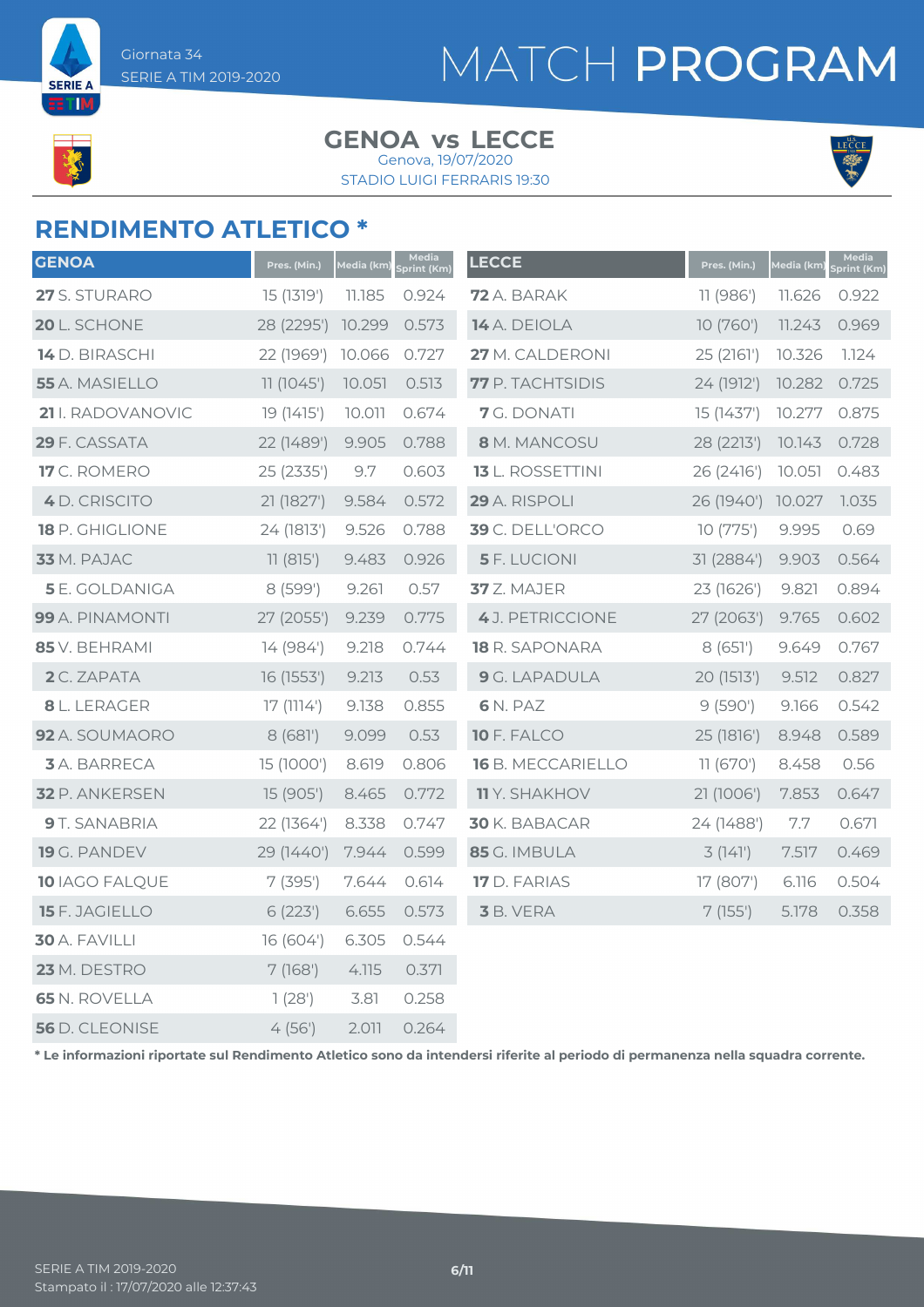Giornata 34
SERIE A TIM 2019-2020

# MATCH PROGRAM

## GENOA vs LECCE

Genova, 19/07/2020
STADIO LUIGI FERRARIS 19:30

## RENDIMENTO ATLETICO *

| GENOA | Pres. (Min.) | Media (km) | Media Sprint (Km) |
|---|---|---|---|
| **27** S. STURARO | 15 (1319') | 11.185 | 0.924 |
| **20** L. SCHONE | 28 (2295') | 10.299 | 0.573 |
| **14** D. BIRASCHI | 22 (1969') | 10.066 | 0.727 |
| **55** A. MASIELLO | 11 (1045') | 10.051 | 0.513 |
| **21** I. RADOVANOVIC | 19 (1415') | 10.011 | 0.674 |
| **29** F. CASSATA | 22 (1489') | 9.905 | 0.788 |
| **17** C. ROMERO | 25 (2335') | 9.7 | 0.603 |
| **4** D. CRISCITO | 21 (1827') | 9.584 | 0.572 |
| **18** P. GHIGLIONE | 24 (1813') | 9.526 | 0.788 |
| **33** M. PAJAC | 11 (815') | 9.483 | 0.926 |
| **5** E. GOLDANIGA | 8 (599') | 9.261 | 0.57 |
| **99** A. PINAMONTI | 27 (2055') | 9.239 | 0.775 |
| **85** V. BEHRAMI | 14 (984') | 9.218 | 0.744 |
| **2** C. ZAPATA | 16 (1553') | 9.213 | 0.53 |
| **8** L. LERAGER | 17 (1114') | 9.138 | 0.855 |
| **92** A. SOUMAORO | 8 (681') | 9.099 | 0.53 |
| **3** A. BARRECA | 15 (1000') | 8.619 | 0.806 |
| **32** P. ANKERSEN | 15 (905') | 8.465 | 0.772 |
| **9** T. SANABRIA | 22 (1364') | 8.338 | 0.747 |
| **19** G. PANDEV | 29 (1440') | 7.944 | 0.599 |
| **10** IAGO FALQUE | 7 (395') | 7.644 | 0.614 |
| **15** F. JAGIELLO | 6 (223') | 6.655 | 0.573 |
| **30** A. FAVILLI | 16 (604') | 6.305 | 0.544 |
| **23** M. DESTRO | 7 (168') | 4.115 | 0.371 |
| **65** N. ROVELLA | 1 (28') | 3.81 | 0.258 |
| **56** D. CLEONISE | 4 (56') | 2.011 | 0.264 |

| LECCE | Pres. (Min.) | Media (km) | Media Sprint (Km) |
|---|---|---|---|
| **72** A. BARAK | 11 (986') | 11.626 | 0.922 |
| **14** A. DEIOLA | 10 (760') | 11.243 | 0.969 |
| **27** M. CALDERONI | 25 (2161') | 10.326 | 1.124 |
| **77** P. TACHTSIDIS | 24 (1912') | 10.282 | 0.725 |
| **7** G. DONATI | 15 (1437') | 10.277 | 0.875 |
| **8** M. MANCOSU | 28 (2213') | 10.143 | 0.728 |
| **13** L. ROSSETTINI | 26 (2416') | 10.051 | 0.483 |
| **29** A. RISPOLI | 26 (1940') | 10.027 | 1.035 |
| **39** C. DELL'ORCO | 10 (775') | 9.995 | 0.69 |
| **5** F. LUCIONI | 31 (2884') | 9.903 | 0.564 |
| **37** Z. MAJER | 23 (1626') | 9.821 | 0.894 |
| **4** J. PETRICCIONE | 27 (2063') | 9.765 | 0.602 |
| **18** R. SAPONARA | 8 (651') | 9.649 | 0.767 |
| **9** G. LAPADULA | 20 (1513') | 9.512 | 0.827 |
| **6** N. PAZ | 9 (590') | 9.166 | 0.542 |
| **10** F. FALCO | 25 (1816') | 8.948 | 0.589 |
| **16** B. MECCARIELLO | 11 (670') | 8.458 | 0.56 |
| **11** Y. SHAKHOV | 21 (1006') | 7.853 | 0.647 |
| **30** K. BABACAR | 24 (1488') | 7.7 | 0.671 |
| **85** G. IMBULA | 3 (141') | 7.517 | 0.469 |
| **17** D. FARIAS | 17 (807') | 6.116 | 0.504 |
| **3** B. VERA | 7 (155') | 5.178 | 0.358 |

**\* Le informazioni riportate sul Rendimento Atletico sono da intendersi riferite al periodo di permanenza nella squadra corrente.**

SERIE A TIM 2019-2020
Stampato il : 17/07/2020 alle 12:37:43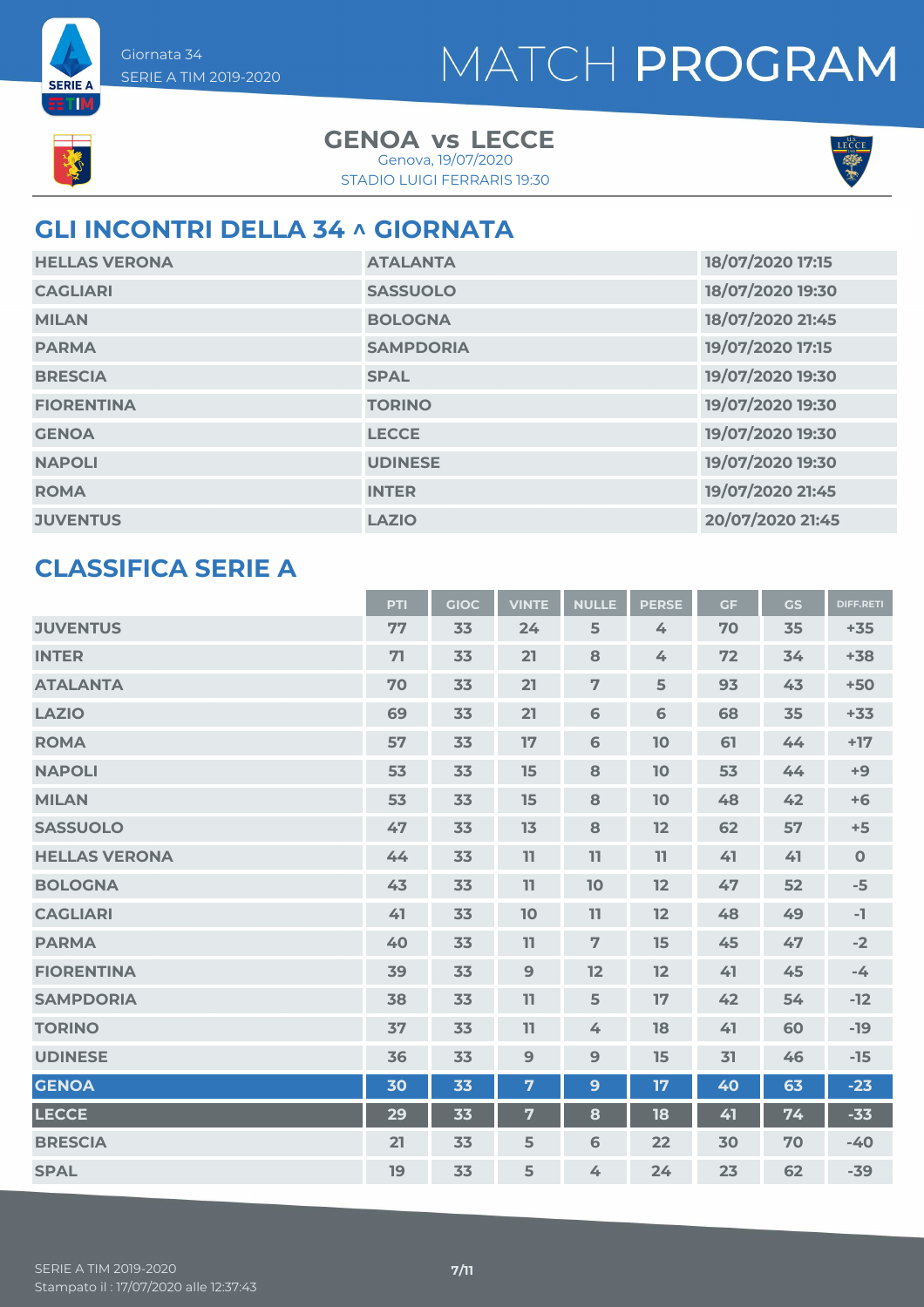Giornata 34
SERIE A TIM 2019-2020

# MATCH PROGRAM

**GENOA vs LECCE**
Genova, 19/07/2020
STADIO LUIGI FERRARIS 19:30

## GLI INCONTRI DELLA 34 ^ GIORNATA

| | | |
|---|---|---|
| HELLAS VERONA | ATALANTA | 18/07/2020 17:15 |
| CAGLIARI | SASSUOLO | 18/07/2020 19:30 |
| MILAN | BOLOGNA | 18/07/2020 21:45 |
| PARMA | SAMPDORIA | 19/07/2020 17:15 |
| BRESCIA | SPAL | 19/07/2020 19:30 |
| FIORENTINA | TORINO | 19/07/2020 19:30 |
| GENOA | LECCE | 19/07/2020 19:30 |
| NAPOLI | UDINESE | 19/07/2020 19:30 |
| ROMA | INTER | 19/07/2020 21:45 |
| JUVENTUS | LAZIO | 20/07/2020 21:45 |

## CLASSIFICA SERIE A

| | PTI | GIOC | VINTE | NULLE | PERSE | GF | GS | DIFF.RETI |
|---|---|---|---|---|---|---|---|---|
| JUVENTUS | 77 | 33 | 24 | 5 | 4 | 70 | 35 | +35 |
| INTER | 71 | 33 | 21 | 8 | 4 | 72 | 34 | +38 |
| ATALANTA | 70 | 33 | 21 | 7 | 5 | 93 | 43 | +50 |
| LAZIO | 69 | 33 | 21 | 6 | 6 | 68 | 35 | +33 |
| ROMA | 57 | 33 | 17 | 6 | 10 | 61 | 44 | +17 |
| NAPOLI | 53 | 33 | 15 | 8 | 10 | 53 | 44 | +9 |
| MILAN | 53 | 33 | 15 | 8 | 10 | 48 | 42 | +6 |
| SASSUOLO | 47 | 33 | 13 | 8 | 12 | 62 | 57 | +5 |
| HELLAS VERONA | 44 | 33 | 11 | 11 | 11 | 41 | 41 | 0 |
| BOLOGNA | 43 | 33 | 11 | 10 | 12 | 47 | 52 | -5 |
| CAGLIARI | 41 | 33 | 10 | 11 | 12 | 48 | 49 | -1 |
| PARMA | 40 | 33 | 11 | 7 | 15 | 45 | 47 | -2 |
| FIORENTINA | 39 | 33 | 9 | 12 | 12 | 41 | 45 | -4 |
| SAMPDORIA | 38 | 33 | 11 | 5 | 17 | 42 | 54 | -12 |
| TORINO | 37 | 33 | 11 | 4 | 18 | 41 | 60 | -19 |
| UDINESE | 36 | 33 | 9 | 9 | 15 | 31 | 46 | -15 |
| GENOA | 30 | 33 | 7 | 9 | 17 | 40 | 63 | -23 |
| LECCE | 29 | 33 | 7 | 8 | 18 | 41 | 74 | -33 |
| BRESCIA | 21 | 33 | 5 | 6 | 22 | 30 | 70 | -40 |
| SPAL | 19 | 33 | 5 | 4 | 24 | 23 | 62 | -39 |

SERIE A TIM 2019-2020
Stampato il : 17/07/2020 alle 12:37:43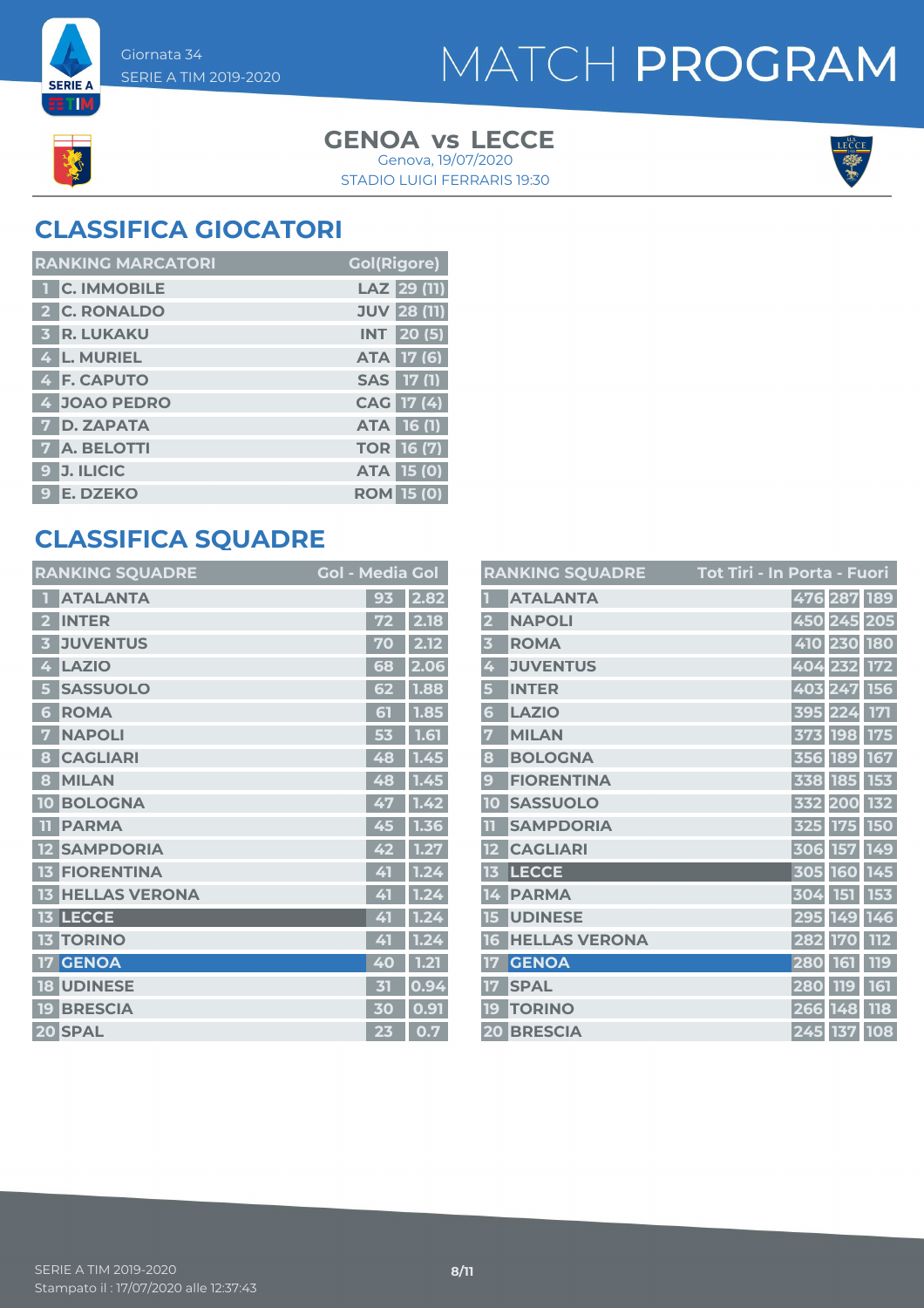Giornata 34
SERIE A TIM 2019-2020

# MATCH PROGRAM

**GENOA vs LECCE**
Genova, 19/07/2020
STADIO LUIGI FERRARIS 19:30

## CLASSIFICA GIOCATORI

| RANKING MARCATORI | | | Gol(Rigore) |
|---|---|---|---|
| 1 | C. IMMOBILE | LAZ | 29 (11) |
| 2 | C. RONALDO | JUV | 28 (11) |
| 3 | R. LUKAKU | INT | 20 (5) |
| 4 | L. MURIEL | ATA | 17 (6) |
| 4 | F. CAPUTO | SAS | 17 (1) |
| 4 | JOAO PEDRO | CAG | 17 (4) |
| 7 | D. ZAPATA | ATA | 16 (1) |
| 7 | A. BELOTTI | TOR | 16 (7) |
| 9 | J. ILICIC | ATA | 15 (0) |
| 9 | E. DZEKO | ROM | 15 (0) |

## CLASSIFICA SQUADRE

| RANKING SQUADRE | | Gol | Media Gol |
|---|---|---|---|
| 1 | ATALANTA | 93 | 2.82 |
| 2 | INTER | 72 | 2.18 |
| 3 | JUVENTUS | 70 | 2.12 |
| 4 | LAZIO | 68 | 2.06 |
| 5 | SASSUOLO | 62 | 1.88 |
| 6 | ROMA | 61 | 1.85 |
| 7 | NAPOLI | 53 | 1.61 |
| 8 | CAGLIARI | 48 | 1.45 |
| 8 | MILAN | 48 | 1.45 |
| 10 | BOLOGNA | 47 | 1.42 |
| 11 | PARMA | 45 | 1.36 |
| 12 | SAMPDORIA | 42 | 1.27 |
| 13 | FIORENTINA | 41 | 1.24 |
| 13 | HELLAS VERONA | 41 | 1.24 |
| 13 | LECCE | 41 | 1.24 |
| 13 | TORINO | 41 | 1.24 |
| 17 | GENOA | 40 | 1.21 |
| 18 | UDINESE | 31 | 0.94 |
| 19 | BRESCIA | 30 | 0.91 |
| 20 | SPAL | 23 | 0.7 |

| RANKING SQUADRE | | Tot Tiri | In Porta | Fuori |
|---|---|---|---|---|
| 1 | ATALANTA | 476 | 287 | 189 |
| 2 | NAPOLI | 450 | 245 | 205 |
| 3 | ROMA | 410 | 230 | 180 |
| 4 | JUVENTUS | 404 | 232 | 172 |
| 5 | INTER | 403 | 247 | 156 |
| 6 | LAZIO | 395 | 224 | 171 |
| 7 | MILAN | 373 | 198 | 175 |
| 8 | BOLOGNA | 356 | 189 | 167 |
| 9 | FIORENTINA | 338 | 185 | 153 |
| 10 | SASSUOLO | 332 | 200 | 132 |
| 11 | SAMPDORIA | 325 | 175 | 150 |
| 12 | CAGLIARI | 306 | 157 | 149 |
| 13 | LECCE | 305 | 160 | 145 |
| 14 | PARMA | 304 | 151 | 153 |
| 15 | UDINESE | 295 | 149 | 146 |
| 16 | HELLAS VERONA | 282 | 170 | 112 |
| 17 | GENOA | 280 | 161 | 119 |
| 17 | SPAL | 280 | 119 | 161 |
| 19 | TORINO | 266 | 148 | 118 |
| 20 | BRESCIA | 245 | 137 | 108 |

SERIE A TIM 2019-2020
Stampato il : 17/07/2020 alle 12:37:43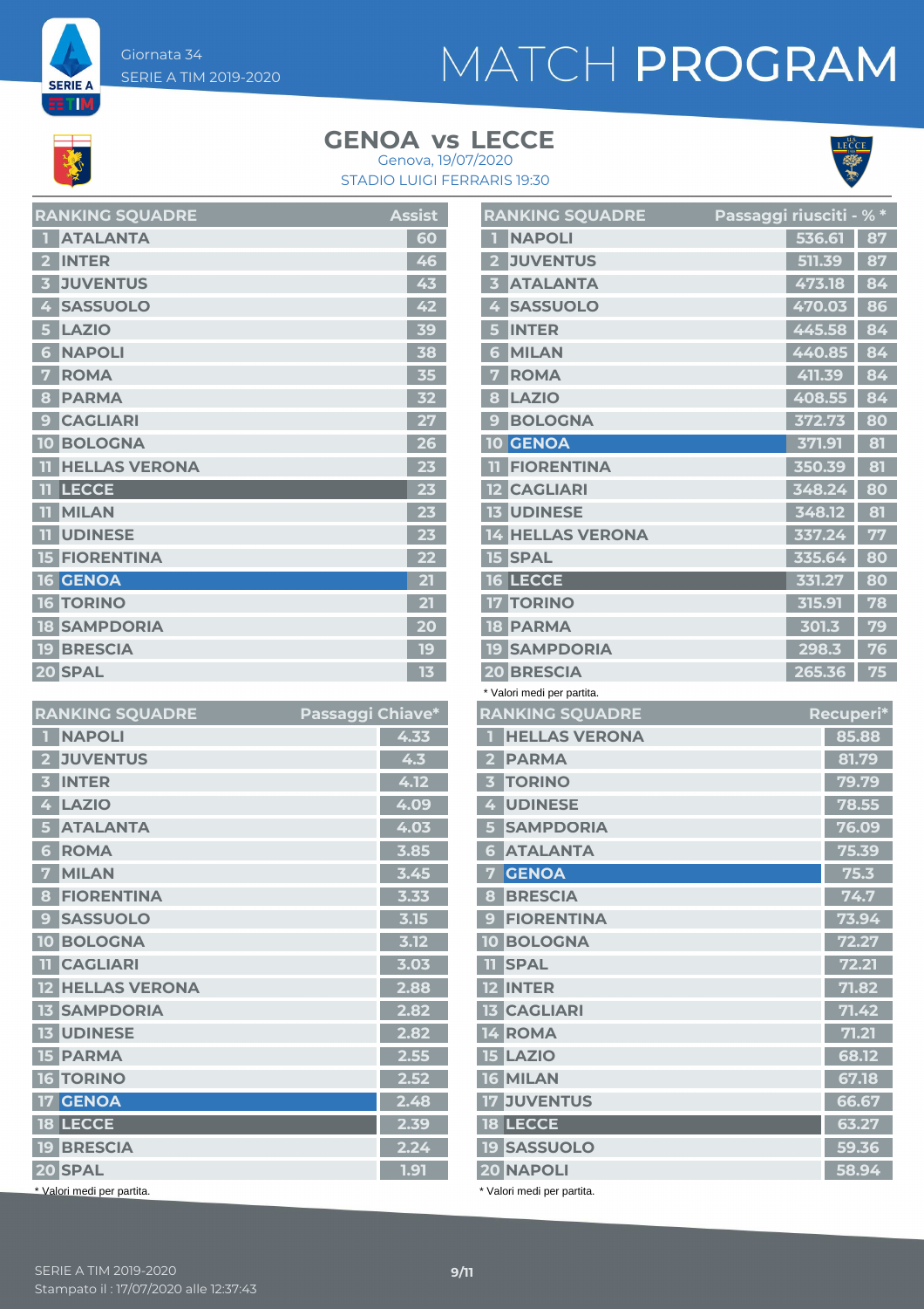Giornata 34

SERIE A TIM 2019-2020

# MATCH PROGRAM

## GENOA vs LECCE

Genova, 19/07/2020

STADIO LUIGI FERRARIS 19:30

| RANKING SQUADRE | | Assist |
|---|---|---|
| 1 | ATALANTA | 60 |
| 2 | INTER | 46 |
| 3 | JUVENTUS | 43 |
| 4 | SASSUOLO | 42 |
| 5 | LAZIO | 39 |
| 6 | NAPOLI | 38 |
| 7 | ROMA | 35 |
| 8 | PARMA | 32 |
| 9 | CAGLIARI | 27 |
| 10 | BOLOGNA | 26 |
| 11 | HELLAS VERONA | 23 |
| 11 | LECCE | 23 |
| 11 | MILAN | 23 |
| 11 | UDINESE | 23 |
| 15 | FIORENTINA | 22 |
| 16 | GENOA | 21 |
| 16 | TORINO | 21 |
| 18 | SAMPDORIA | 20 |
| 19 | BRESCIA | 19 |
| 20 | SPAL | 13 |

| RANKING SQUADRE | | Passaggi riusciti | % * |
|---|---|---|---|
| 1 | NAPOLI | 536.61 | 87 |
| 2 | JUVENTUS | 511.39 | 87 |
| 3 | ATALANTA | 473.18 | 84 |
| 4 | SASSUOLO | 470.03 | 86 |
| 5 | INTER | 445.58 | 84 |
| 6 | MILAN | 440.85 | 84 |
| 7 | ROMA | 411.39 | 84 |
| 8 | LAZIO | 408.55 | 84 |
| 9 | BOLOGNA | 372.73 | 80 |
| 10 | GENOA | 371.91 | 81 |
| 11 | FIORENTINA | 350.39 | 81 |
| 12 | CAGLIARI | 348.24 | 80 |
| 13 | UDINESE | 348.12 | 81 |
| 14 | HELLAS VERONA | 337.24 | 77 |
| 15 | SPAL | 335.64 | 80 |
| 16 | LECCE | 331.27 | 80 |
| 17 | TORINO | 315.91 | 78 |
| 18 | PARMA | 301.3 | 79 |
| 19 | SAMPDORIA | 298.3 | 76 |
| 20 | BRESCIA | 265.36 | 75 |

\* Valori medi per partita.

| RANKING SQUADRE | | Passaggi Chiave* |
|---|---|---|
| 1 | NAPOLI | 4.33 |
| 2 | JUVENTUS | 4.3 |
| 3 | INTER | 4.12 |
| 4 | LAZIO | 4.09 |
| 5 | ATALANTA | 4.03 |
| 6 | ROMA | 3.85 |
| 7 | MILAN | 3.45 |
| 8 | FIORENTINA | 3.33 |
| 9 | SASSUOLO | 3.15 |
| 10 | BOLOGNA | 3.12 |
| 11 | CAGLIARI | 3.03 |
| 12 | HELLAS VERONA | 2.88 |
| 13 | SAMPDORIA | 2.82 |
| 13 | UDINESE | 2.82 |
| 15 | PARMA | 2.55 |
| 16 | TORINO | 2.52 |
| 17 | GENOA | 2.48 |
| 18 | LECCE | 2.39 |
| 19 | BRESCIA | 2.24 |
| 20 | SPAL | 1.91 |

\* Valori medi per partita.

| RANKING SQUADRE | | Recuperi* |
|---|---|---|
| 1 | HELLAS VERONA | 85.88 |
| 2 | PARMA | 81.79 |
| 3 | TORINO | 79.79 |
| 4 | UDINESE | 78.55 |
| 5 | SAMPDORIA | 76.09 |
| 6 | ATALANTA | 75.39 |
| 7 | GENOA | 75.3 |
| 8 | BRESCIA | 74.7 |
| 9 | FIORENTINA | 73.94 |
| 10 | BOLOGNA | 72.27 |
| 11 | SPAL | 72.21 |
| 12 | INTER | 71.82 |
| 13 | CAGLIARI | 71.42 |
| 14 | ROMA | 71.21 |
| 15 | LAZIO | 68.12 |
| 16 | MILAN | 67.18 |
| 17 | JUVENTUS | 66.67 |
| 18 | LECCE | 63.27 |
| 19 | SASSUOLO | 59.36 |
| 20 | NAPOLI | 58.94 |

\* Valori medi per partita.

SERIE A TIM 2019-2020

Stampato il : 17/07/2020 alle 12:37:43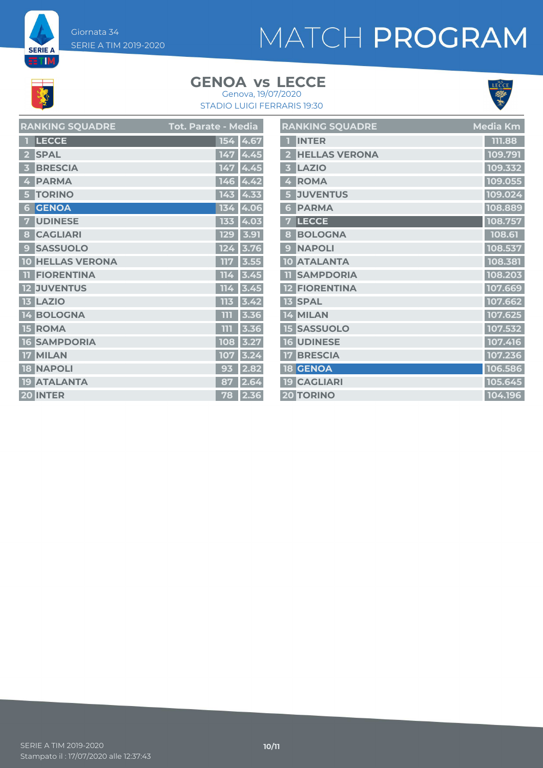# MATCH PROGRAM

Giornata 34
SERIE A TIM 2019-2020

## GENOA vs LECCE

Genova, 19/07/2020
STADIO LUIGI FERRARIS 19:30

| RANKING SQUADRE | | Tot. Parate | Media |
|---|---|---|---|
| 1 | LECCE | 154 | 4.67 |
| 2 | SPAL | 147 | 4.45 |
| 3 | BRESCIA | 147 | 4.45 |
| 4 | PARMA | 146 | 4.42 |
| 5 | TORINO | 143 | 4.33 |
| 6 | GENOA | 134 | 4.06 |
| 7 | UDINESE | 133 | 4.03 |
| 8 | CAGLIARI | 129 | 3.91 |
| 9 | SASSUOLO | 124 | 3.76 |
| 10 | HELLAS VERONA | 117 | 3.55 |
| 11 | FIORENTINA | 114 | 3.45 |
| 12 | JUVENTUS | 114 | 3.45 |
| 13 | LAZIO | 113 | 3.42 |
| 14 | BOLOGNA | 111 | 3.36 |
| 15 | ROMA | 111 | 3.36 |
| 16 | SAMPDORIA | 108 | 3.27 |
| 17 | MILAN | 107 | 3.24 |
| 18 | NAPOLI | 93 | 2.82 |
| 19 | ATALANTA | 87 | 2.64 |
| 20 | INTER | 78 | 2.36 |

| RANKING SQUADRE | | Media Km |
|---|---|---|
| 1 | INTER | 111.88 |
| 2 | HELLAS VERONA | 109.791 |
| 3 | LAZIO | 109.332 |
| 4 | ROMA | 109.055 |
| 5 | JUVENTUS | 109.024 |
| 6 | PARMA | 108.889 |
| 7 | LECCE | 108.757 |
| 8 | BOLOGNA | 108.61 |
| 9 | NAPOLI | 108.537 |
| 10 | ATALANTA | 108.381 |
| 11 | SAMPDORIA | 108.203 |
| 12 | FIORENTINA | 107.669 |
| 13 | SPAL | 107.662 |
| 14 | MILAN | 107.625 |
| 15 | SASSUOLO | 107.532 |
| 16 | UDINESE | 107.416 |
| 17 | BRESCIA | 107.236 |
| 18 | GENOA | 106.586 |
| 19 | CAGLIARI | 105.645 |
| 20 | TORINO | 104.196 |

SERIE A TIM 2019-2020
Stampato il : 17/07/2020 alle 12:37:43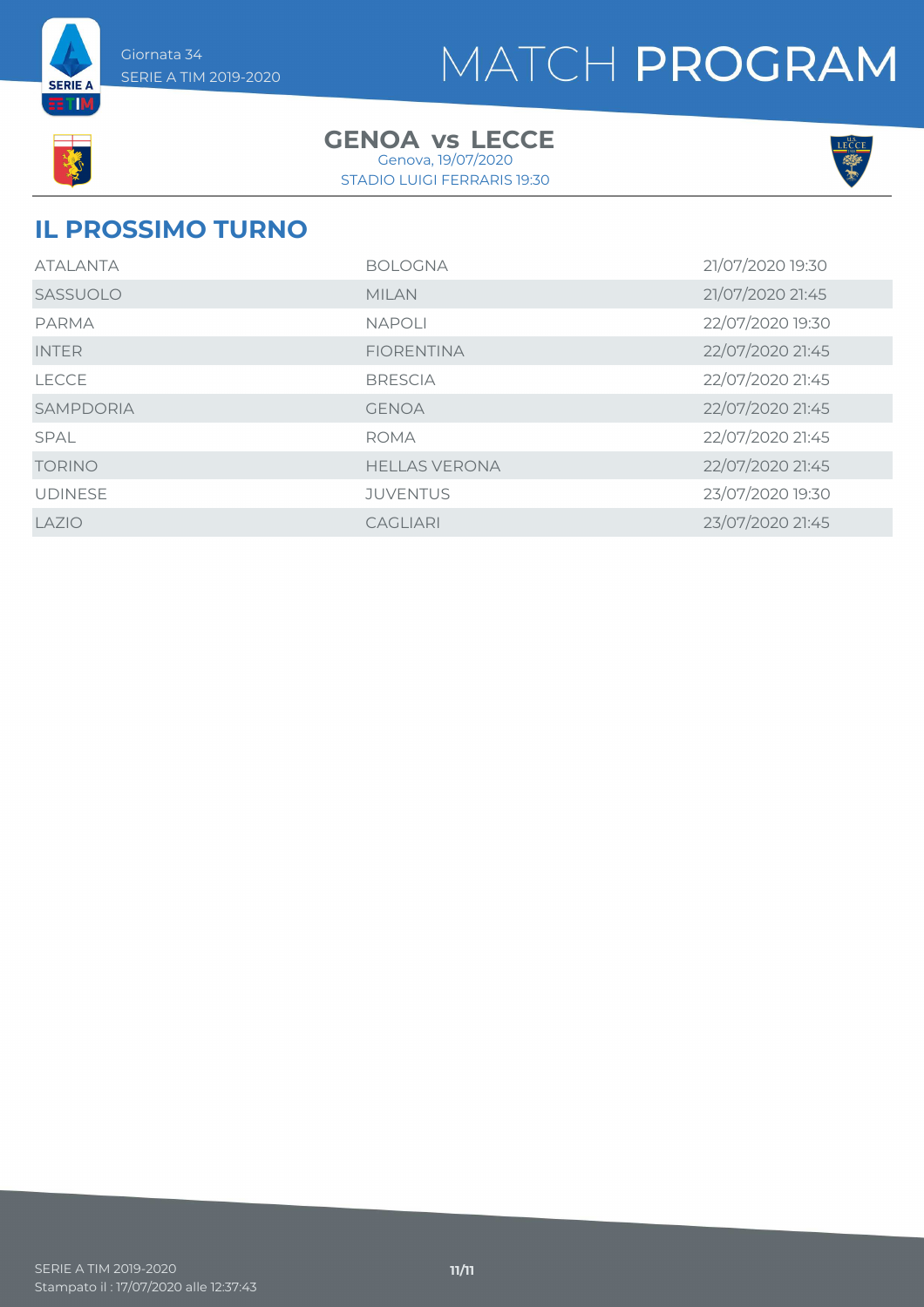Giornata 34
SERIE A TIM 2019-2020

# MATCH PROGRAM

**GENOA vs LECCE**
Genova, 19/07/2020
STADIO LUIGI FERRARIS 19:30

## IL PROSSIMO TURNO

| | | |
|---|---|---|
| ATALANTA | BOLOGNA | 21/07/2020 19:30 |
| SASSUOLO | MILAN | 21/07/2020 21:45 |
| PARMA | NAPOLI | 22/07/2020 19:30 |
| INTER | FIORENTINA | 22/07/2020 21:45 |
| LECCE | BRESCIA | 22/07/2020 21:45 |
| SAMPDORIA | GENOA | 22/07/2020 21:45 |
| SPAL | ROMA | 22/07/2020 21:45 |
| TORINO | HELLAS VERONA | 22/07/2020 21:45 |
| UDINESE | JUVENTUS | 23/07/2020 19:30 |
| LAZIO | CAGLIARI | 23/07/2020 21:45 |

SERIE A TIM 2019-2020
Stampato il : 17/07/2020 alle 12:37:43